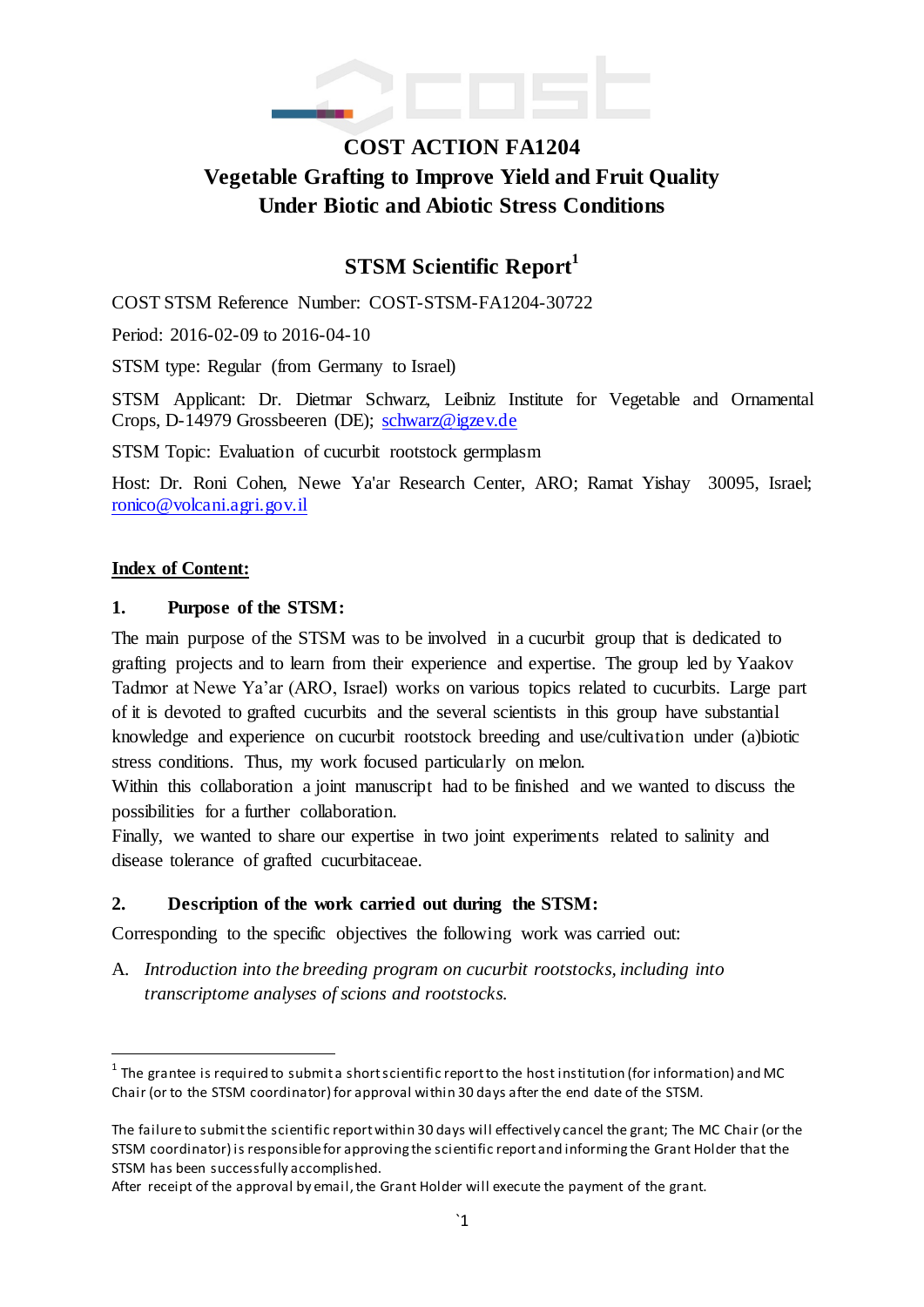# COST ACTION FA1204
# Vegetable Grafting to Improve Yield and Fruit Quality Under Biotic and Abiotic Stress Conditions

## STSM Scientific Report[1]

COST STSM Reference Number: COST-STSM-FA1204-30722

Period: 2016-02-09 to 2016-04-10

STSM type: Regular (from Germany to Israel)

STSM Applicant: Dr. Dietmar Schwarz, Leibniz Institute for Vegetable and Ornamental Crops, D-14979 Grossbeeren (DE); schwarz@igzev.de

STSM Topic: Evaluation of cucurbit rootstock germplasm

Host: Dr. Roni Cohen, Newe Ya'ar Research Center, ARO; Ramat Yishay 30095, Israel; ronico@volcani.agri.gov.il

**Index of Content:**

### 1. Purpose of the STSM:

The main purpose of the STSM was to be involved in a cucurbit group that is dedicated to grafting projects and to learn from their experience and expertise. The group led by Yaakov Tadmor at Newe Ya'ar (ARO, Israel) works on various topics related to cucurbits. Large part of it is devoted to grafted cucurbits and the several scientists in this group have substantial knowledge and experience on cucurbit rootstock breeding and use/cultivation under (a)biotic stress conditions. Thus, my work focused particularly on melon.

Within this collaboration a joint manuscript had to be finished and we wanted to discuss the possibilities for a further collaboration.

Finally, we wanted to share our expertise in two joint experiments related to salinity and disease tolerance of grafted cucurbitaceae.

### 2. Description of the work carried out during the STSM:

Corresponding to the specific objectives the following work was carried out:

A. *Introduction into the breeding program on cucurbit rootstocks, including into transcriptome analyses of scions and rootstocks.*

---

[1] The grantee is required to submit a short scientific report to the host institution (for information) and MC Chair (or to the STSM coordinator) for approval within 30 days after the end date of the STSM.

The failure to submit the scientific report within 30 days will effectively cancel the grant; The MC Chair (or the STSM coordinator) is responsible for approving the scientific report and informing the Grant Holder that the STSM has been successfully accomplished.

After receipt of the approval by email, the Grant Holder will execute the payment of the grant.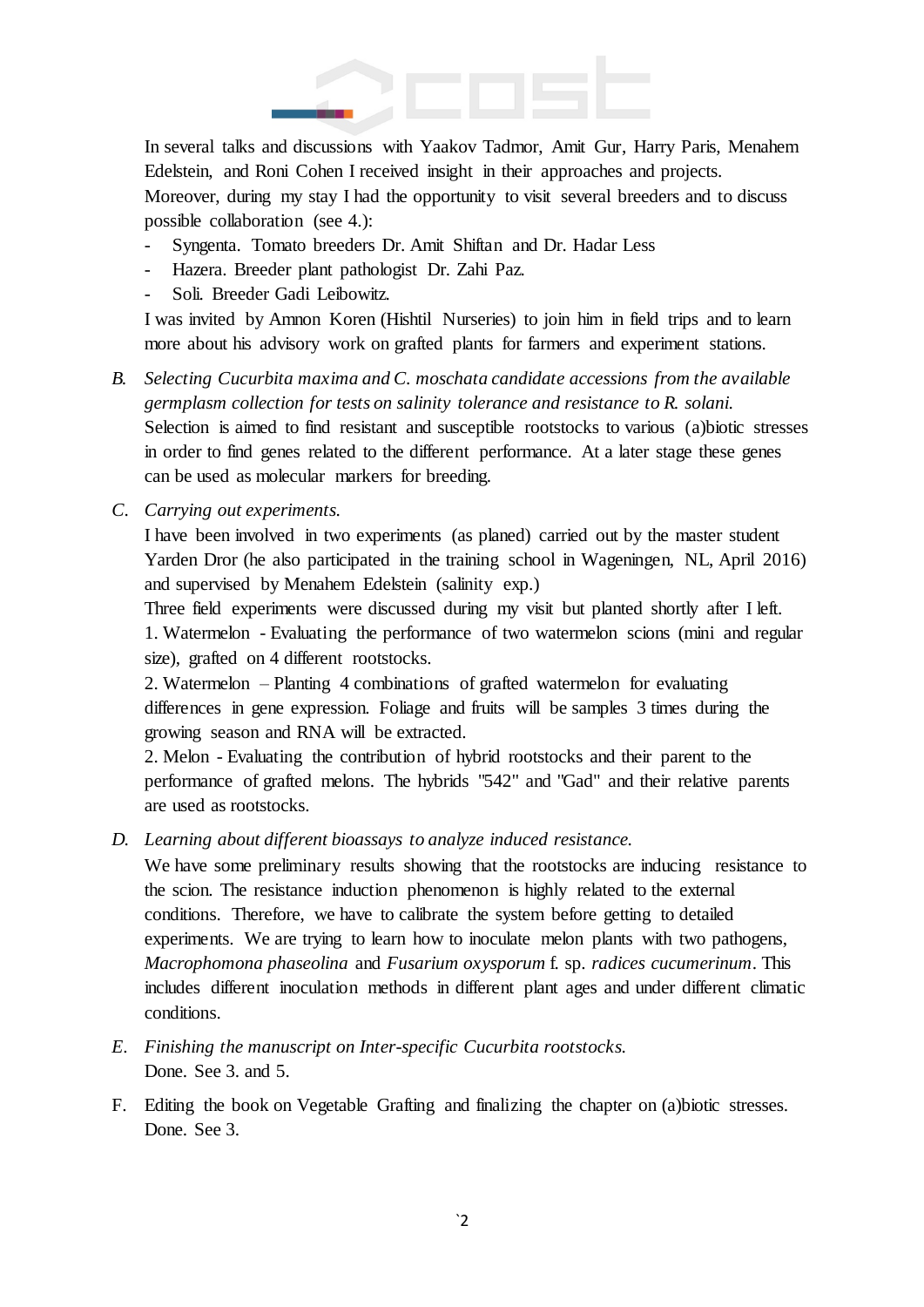In several talks and discussions with Yaakov Tadmor, Amit Gur, Harry Paris, Menahem Edelstein, and Roni Cohen I received insight in their approaches and projects. Moreover, during my stay I had the opportunity to visit several breeders and to discuss possible collaboration (see 4.):

- Syngenta. Tomato breeders Dr. Amit Shiftan and Dr. Hadar Less
- Hazera. Breeder plant pathologist Dr. Zahi Paz.
- Soli. Breeder Gadi Leibowitz.

I was invited by Amnon Koren (Hishtil Nurseries) to join him in field trips and to learn more about his advisory work on grafted plants for farmers and experiment stations.

B. *Selecting Cucurbita maxima and C. moschata candidate accessions from the available germplasm collection for tests on salinity tolerance and resistance to R. solani.*
Selection is aimed to find resistant and susceptible rootstocks to various (a)biotic stresses in order to find genes related to the different performance. At a later stage these genes can be used as molecular markers for breeding.

C. *Carrying out experiments.*
I have been involved in two experiments (as planed) carried out by the master student Yarden Dror (he also participated in the training school in Wageningen, NL, April 2016) and supervised by Menahem Edelstein (salinity exp.)
Three field experiments were discussed during my visit but planted shortly after I left.
1. Watermelon - Evaluating the performance of two watermelon scions (mini and regular size), grafted on 4 different rootstocks.
2. Watermelon – Planting 4 combinations of grafted watermelon for evaluating differences in gene expression. Foliage and fruits will be samples 3 times during the growing season and RNA will be extracted.
2. Melon - Evaluating the contribution of hybrid rootstocks and their parent to the performance of grafted melons. The hybrids "542" and "Gad" and their relative parents are used as rootstocks.

D. *Learning about different bioassays to analyze induced resistance.*
We have some preliminary results showing that the rootstocks are inducing resistance to the scion. The resistance induction phenomenon is highly related to the external conditions. Therefore, we have to calibrate the system before getting to detailed experiments. We are trying to learn how to inoculate melon plants with two pathogens, *Macrophomona phaseolina* and *Fusarium oxysporum* f. sp. *radices cucumerinum*. This includes different inoculation methods in different plant ages and under different climatic conditions.

E. *Finishing the manuscript on Inter-specific Cucurbita rootstocks.*
Done. See 3. and 5.

F. Editing the book on Vegetable Grafting and finalizing the chapter on (a)biotic stresses. Done. See 3.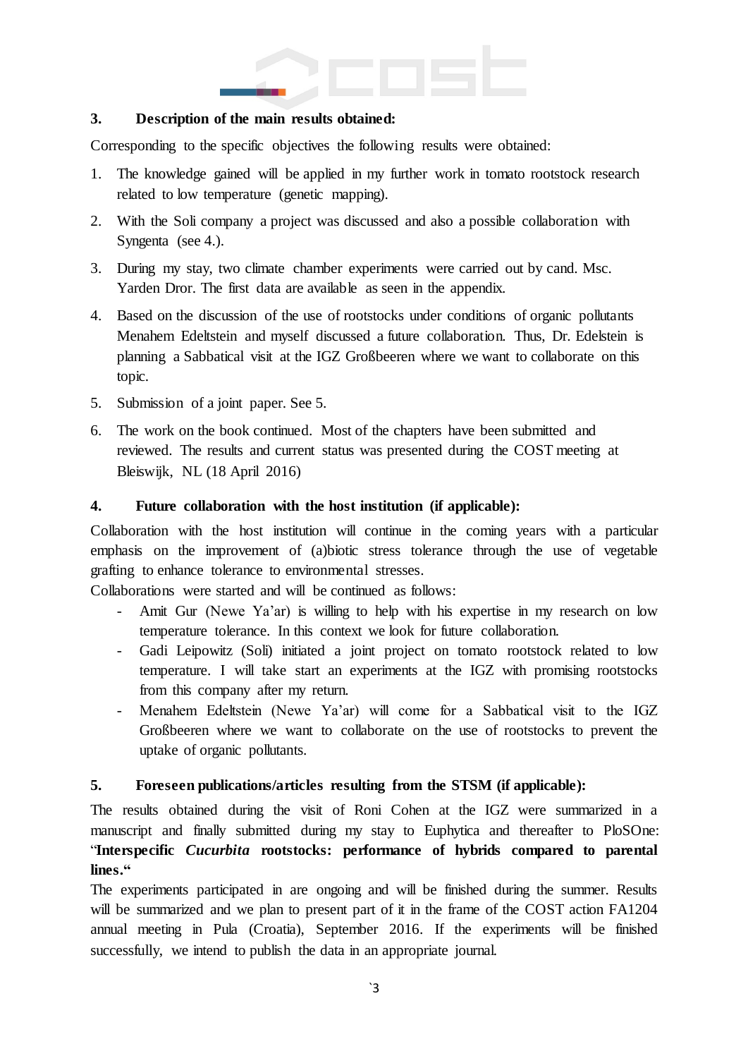### 3. Description of the main results obtained:

Corresponding to the specific objectives the following results were obtained:

1. The knowledge gained will be applied in my further work in tomato rootstock research related to low temperature (genetic mapping).
2. With the Soli company a project was discussed and also a possible collaboration with Syngenta (see 4.).
3. During my stay, two climate chamber experiments were carried out by cand. Msc. Yarden Dror. The first data are available as seen in the appendix.
4. Based on the discussion of the use of rootstocks under conditions of organic pollutants Menahem Edeltstein and myself discussed a future collaboration. Thus, Dr. Edelstein is planning a Sabbatical visit at the IGZ Großbeeren where we want to collaborate on this topic.
5. Submission of a joint paper. See 5.
6. The work on the book continued. Most of the chapters have been submitted and reviewed. The results and current status was presented during the COST meeting at Bleiswijk, NL (18 April 2016)

### 4. Future collaboration with the host institution (if applicable):

Collaboration with the host institution will continue in the coming years with a particular emphasis on the improvement of (a)biotic stress tolerance through the use of vegetable grafting to enhance tolerance to environmental stresses.

Collaborations were started and will be continued as follows:

- Amit Gur (Newe Ya'ar) is willing to help with his expertise in my research on low temperature tolerance. In this context we look for future collaboration.
- Gadi Leipowitz (Soli) initiated a joint project on tomato rootstock related to low temperature. I will take start an experiments at the IGZ with promising rootstocks from this company after my return.
- Menahem Edeltstein (Newe Ya'ar) will come for a Sabbatical visit to the IGZ Großbeeren where we want to collaborate on the use of rootstocks to prevent the uptake of organic pollutants.

### 5. Foreseen publications/articles resulting from the STSM (if applicable):

The results obtained during the visit of Roni Cohen at the IGZ were summarized in a manuscript and finally submitted during my stay to Euphytica and thereafter to PloSOne: "**Interspecific *Cucurbita* rootstocks: performance of hybrids compared to parental lines.**"

The experiments participated in are ongoing and will be finished during the summer. Results will be summarized and we plan to present part of it in the frame of the COST action FA1204 annual meeting in Pula (Croatia), September 2016. If the experiments will be finished successfully, we intend to publish the data in an appropriate journal.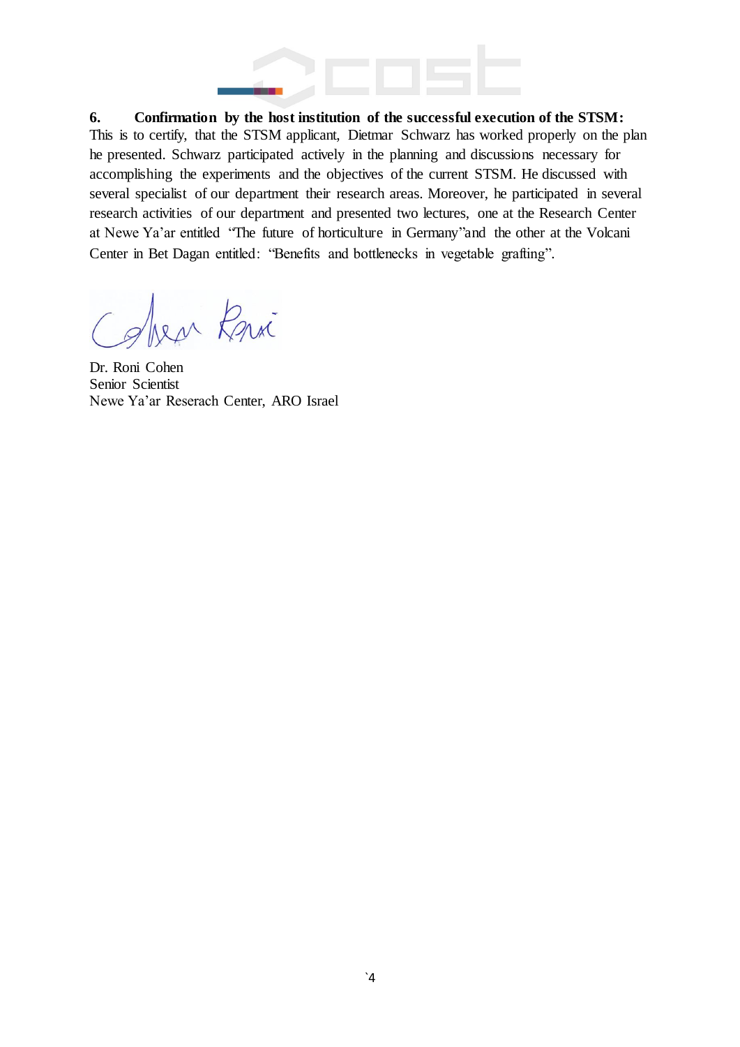**6. Confirmation by the host institution of the successful execution of the STSM:**

This is to certify, that the STSM applicant, Dietmar Schwarz has worked properly on the plan he presented. Schwarz participated actively in the planning and discussions necessary for accomplishing the experiments and the objectives of the current STSM. He discussed with several specialist of our department their research areas. Moreover, he participated in several research activities of our department and presented two lectures, one at the Research Center at Newe Ya'ar entitled "The future of horticulture in Germany"and the other at the Volcani Center in Bet Dagan entitled: "Benefits and bottlenecks in vegetable grafting".

Dr. Roni Cohen
Senior Scientist
Newe Ya'ar Reserach Center, ARO Israel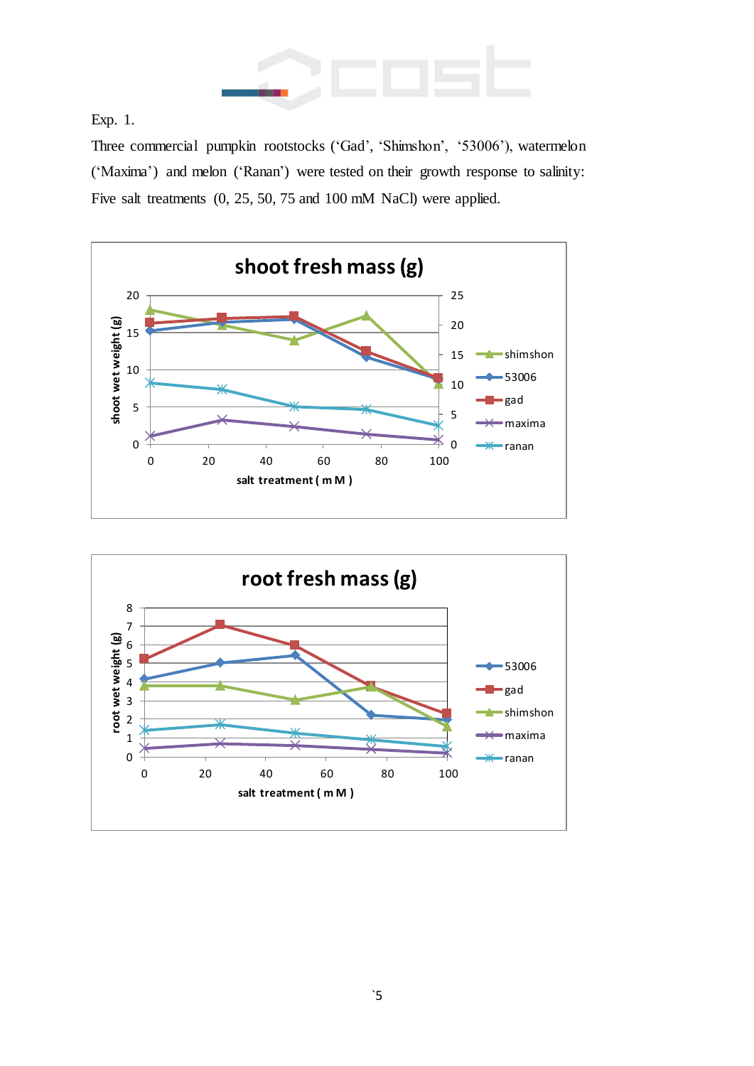Exp. 1.

Three commercial pumpkin rootstocks ('Gad', 'Shimshon', '53006'), watermelon ('Maxima') and melon ('Ranan') were tested on their growth response to salinity: Five salt treatments (0, 25, 50, 75 and 100 mM NaCl) were applied.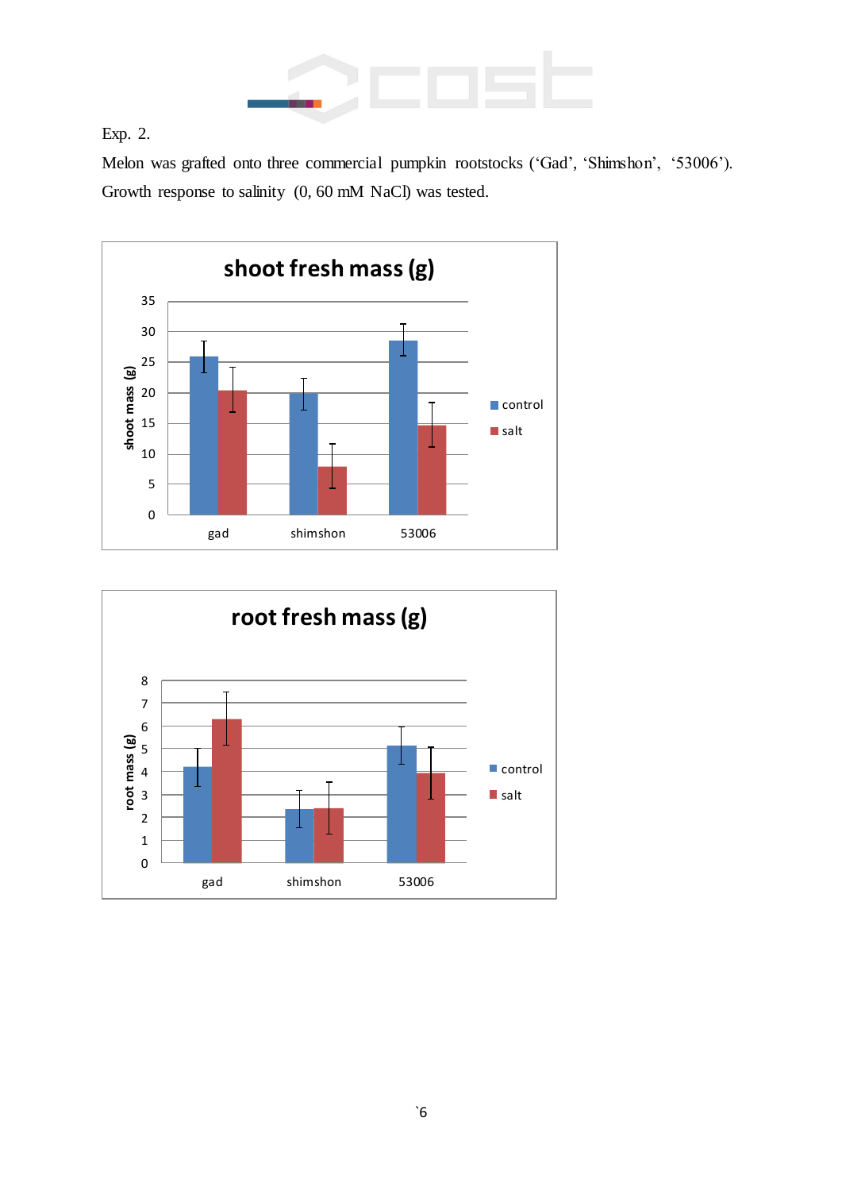Exp. 2.

Melon was grafted onto three commercial pumpkin rootstocks (‘Gad’, ‘Shimshon’, ‘53006’). Growth response to salinity (0, 60 mM NaCl) was tested.

shoot fresh mass (g)

shoot mass (g)

35
30
25
20
15
10
5
0

gad
shimshon
53006

control
salt

root fresh mass (g)

root mass (g)

8
7
6
5
4
3
2
1
0

gad
shimshon
53006

control
salt